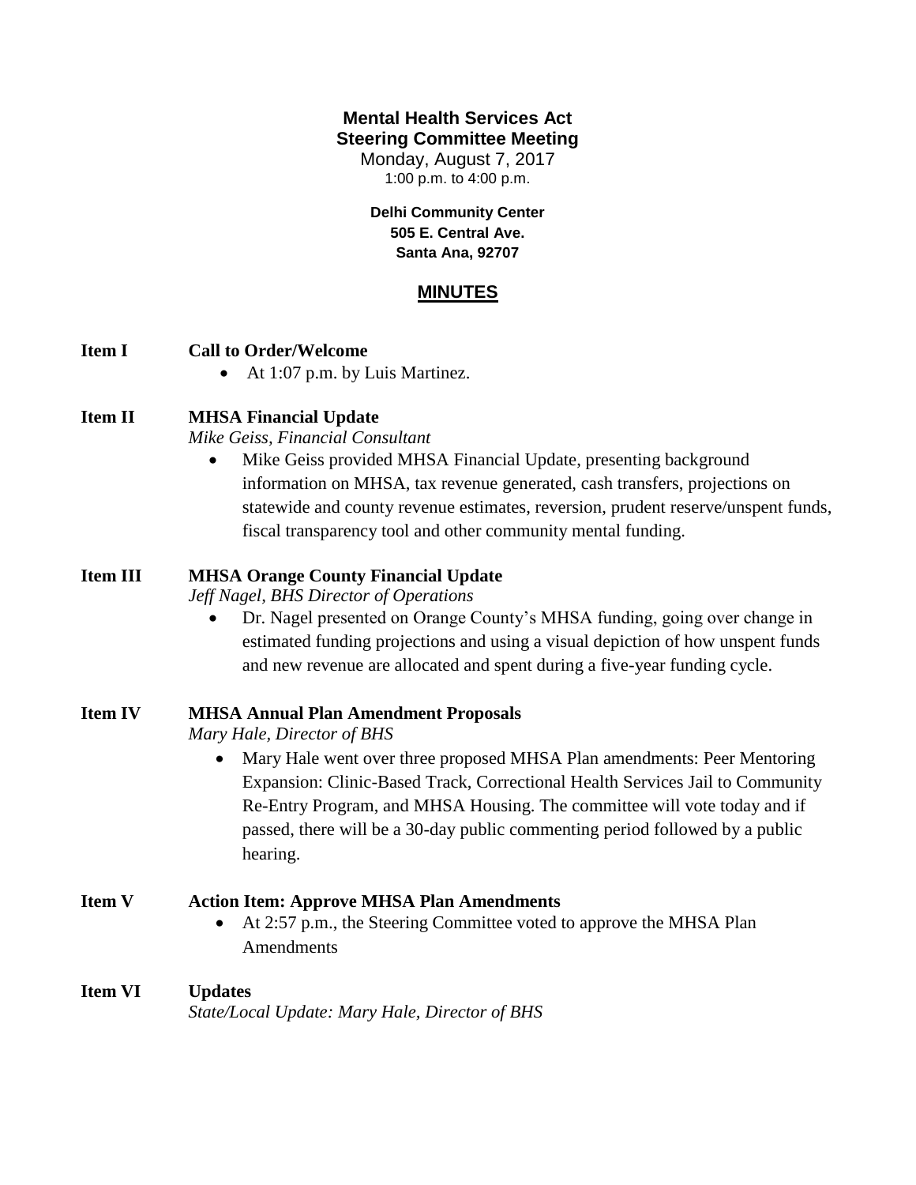**Mental Health Services Act**
**Steering Committee Meeting**
Monday, August 7, 2017
1:00 p.m. to 4:00 p.m.

**Delhi Community Center**
**505 E. Central Ave.**
**Santa Ana, 92707**

## MINUTES

**Item I** **Call to Order/Welcome**

- At 1:07 p.m. by Luis Martinez.

**Item II** **MHSA Financial Update**
*Mike Geiss, Financial Consultant*

- Mike Geiss provided MHSA Financial Update, presenting background information on MHSA, tax revenue generated, cash transfers, projections on statewide and county revenue estimates, reversion, prudent reserve/unspent funds, fiscal transparency tool and other community mental funding.

**Item III** **MHSA Orange County Financial Update**
*Jeff Nagel, BHS Director of Operations*

- Dr. Nagel presented on Orange County's MHSA funding, going over change in estimated funding projections and using a visual depiction of how unspent funds and new revenue are allocated and spent during a five-year funding cycle.

**Item IV** **MHSA Annual Plan Amendment Proposals**
*Mary Hale, Director of BHS*

- Mary Hale went over three proposed MHSA Plan amendments: Peer Mentoring Expansion: Clinic-Based Track, Correctional Health Services Jail to Community Re-Entry Program, and MHSA Housing. The committee will vote today and if passed, there will be a 30-day public commenting period followed by a public hearing.

**Item V** **Action Item: Approve MHSA Plan Amendments**

- At 2:57 p.m., the Steering Committee voted to approve the MHSA Plan Amendments

**Item VI** **Updates**
*State/Local Update: Mary Hale, Director of BHS*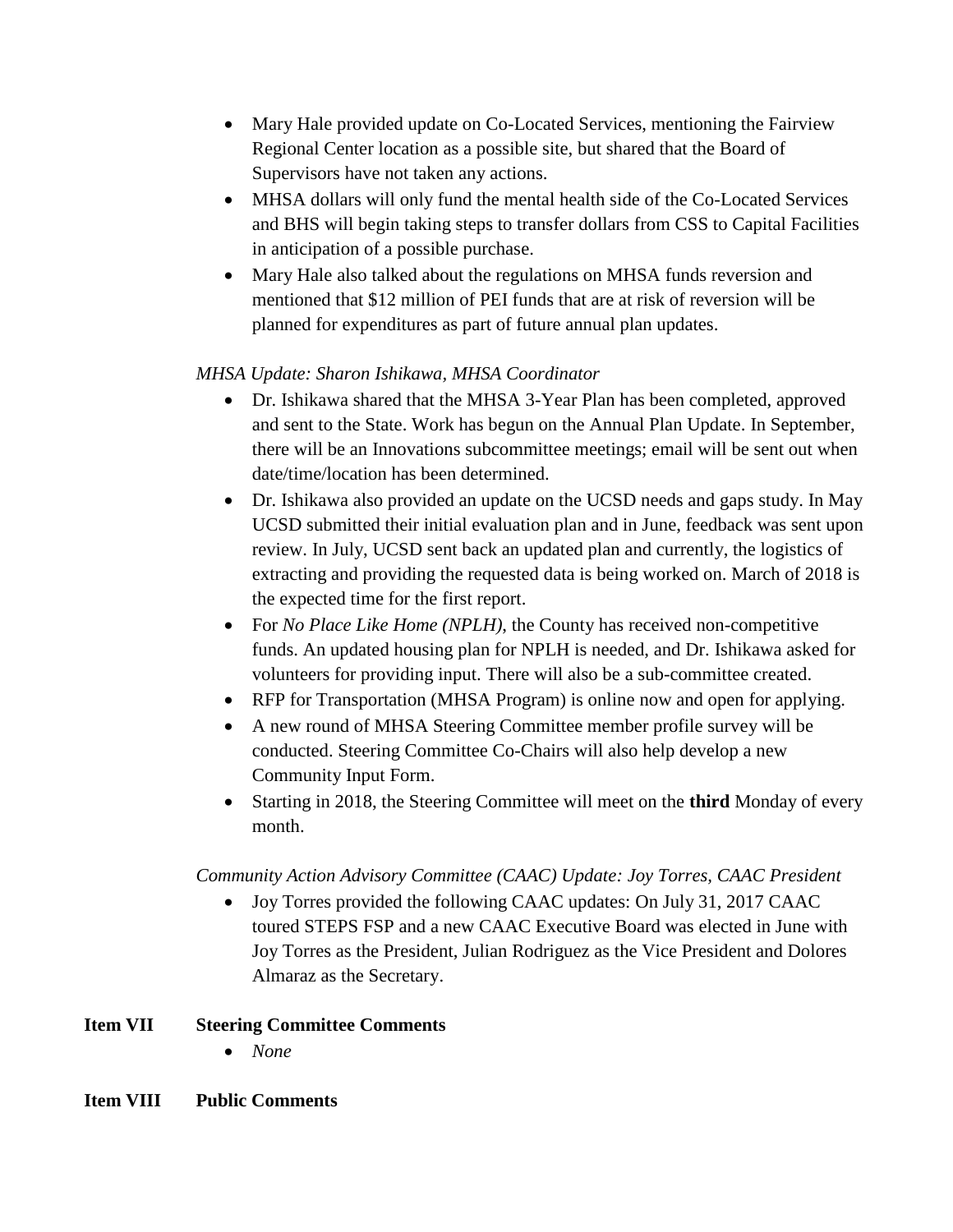- Mary Hale provided update on Co-Located Services, mentioning the Fairview Regional Center location as a possible site, but shared that the Board of Supervisors have not taken any actions.
- MHSA dollars will only fund the mental health side of the Co-Located Services and BHS will begin taking steps to transfer dollars from CSS to Capital Facilities in anticipation of a possible purchase.
- Mary Hale also talked about the regulations on MHSA funds reversion and mentioned that $12 million of PEI funds that are at risk of reversion will be planned for expenditures as part of future annual plan updates.

*MHSA Update: Sharon Ishikawa, MHSA Coordinator*

- Dr. Ishikawa shared that the MHSA 3-Year Plan has been completed, approved and sent to the State. Work has begun on the Annual Plan Update. In September, there will be an Innovations subcommittee meetings; email will be sent out when date/time/location has been determined.
- Dr. Ishikawa also provided an update on the UCSD needs and gaps study. In May UCSD submitted their initial evaluation plan and in June, feedback was sent upon review. In July, UCSD sent back an updated plan and currently, the logistics of extracting and providing the requested data is being worked on. March of 2018 is the expected time for the first report.
- For *No Place Like Home (NPLH)*, the County has received non-competitive funds. An updated housing plan for NPLH is needed, and Dr. Ishikawa asked for volunteers for providing input. There will also be a sub-committee created.
- RFP for Transportation (MHSA Program) is online now and open for applying.
- A new round of MHSA Steering Committee member profile survey will be conducted. Steering Committee Co-Chairs will also help develop a new Community Input Form.
- Starting in 2018, the Steering Committee will meet on the **third** Monday of every month.

*Community Action Advisory Committee (CAAC) Update: Joy Torres, CAAC President*

- Joy Torres provided the following CAAC updates: On July 31, 2017 CAAC toured STEPS FSP and a new CAAC Executive Board was elected in June with Joy Torres as the President, Julian Rodriguez as the Vice President and Dolores Almaraz as the Secretary.

**Item VII Steering Committee Comments**

- *None*

**Item VIII Public Comments**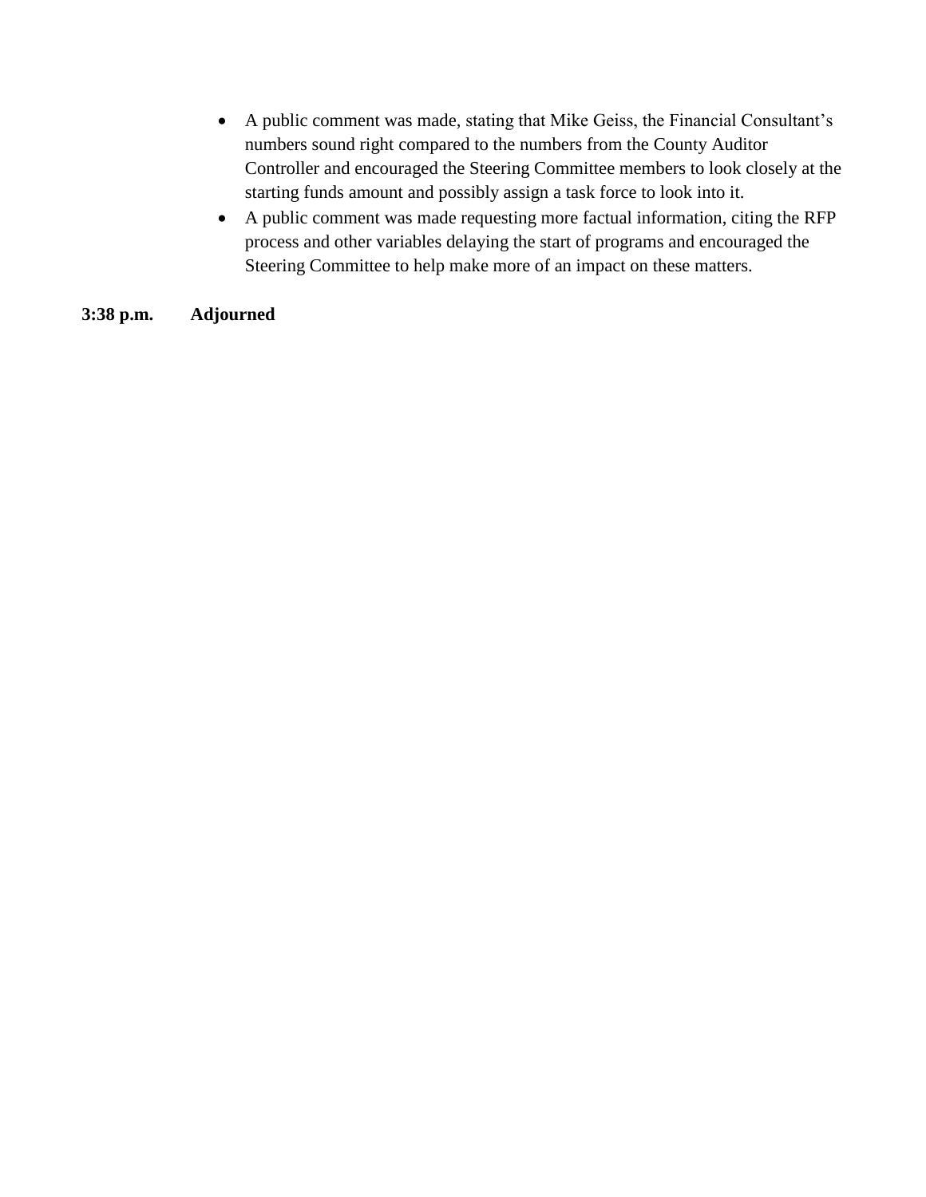- A public comment was made, stating that Mike Geiss, the Financial Consultant's numbers sound right compared to the numbers from the County Auditor Controller and encouraged the Steering Committee members to look closely at the starting funds amount and possibly assign a task force to look into it.
- A public comment was made requesting more factual information, citing the RFP process and other variables delaying the start of programs and encouraged the Steering Committee to help make more of an impact on these matters.

**3:38 p.m.** **Adjourned**